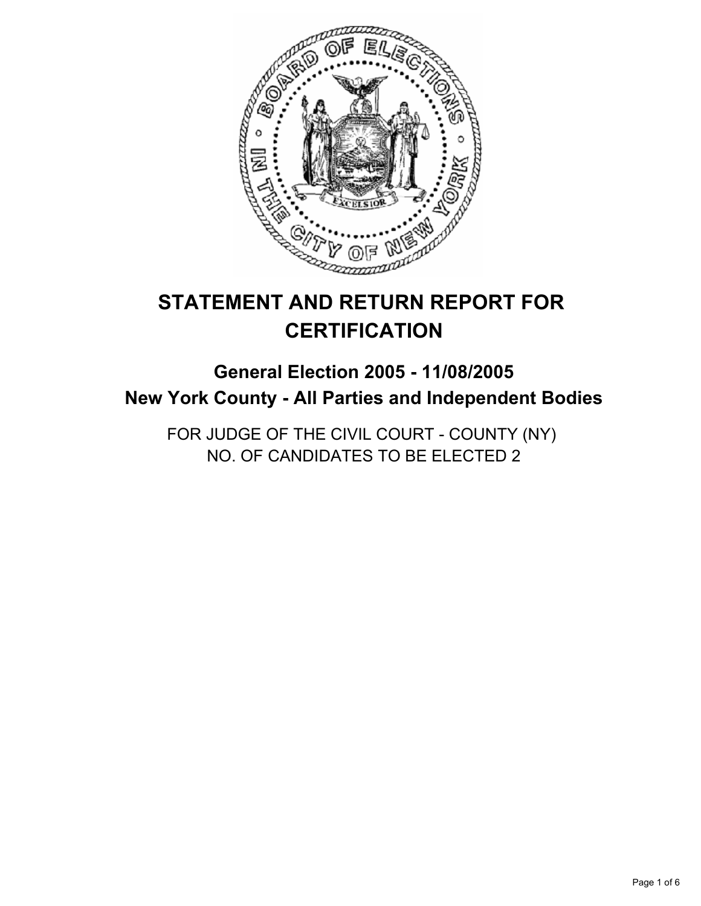# STATEMENT AND RETURN REPORT FOR CERTIFICATION

## General Election 2005 - 11/08/2005
## New York County - All Parties and Independent Bodies

FOR JUDGE OF THE CIVIL COURT - COUNTY (NY)
NO. OF CANDIDATES TO BE ELECTED 2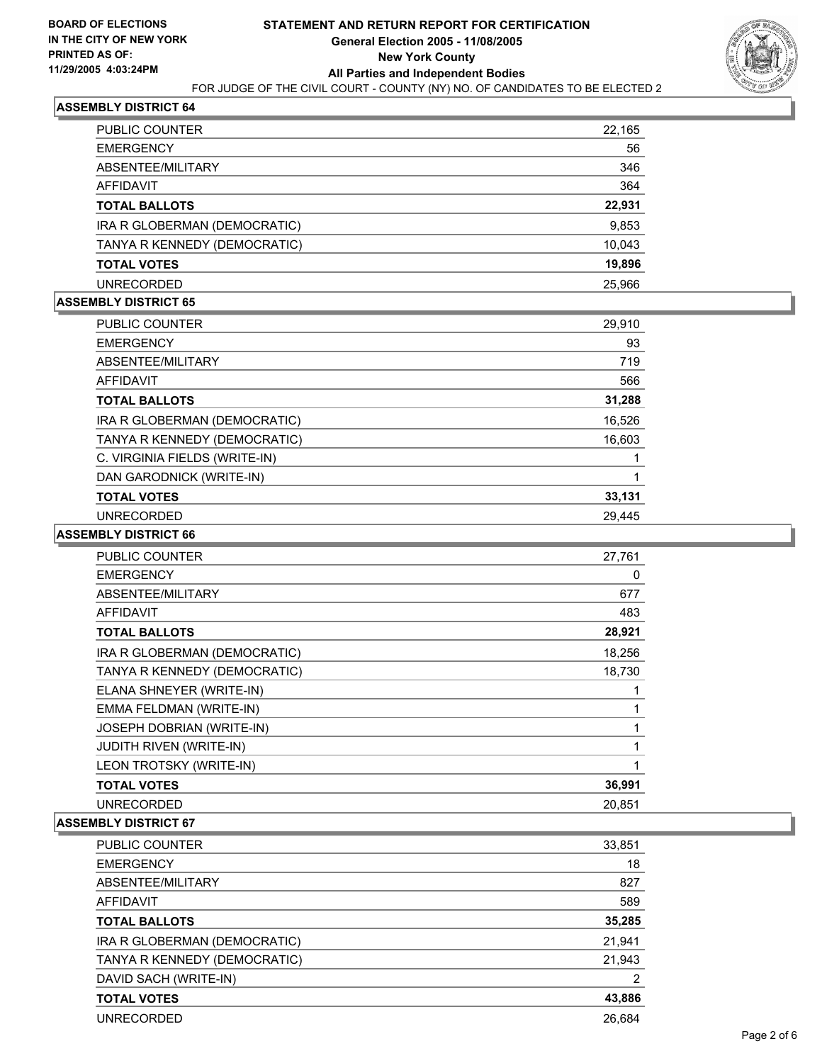BOARD OF ELECTIONS
IN THE CITY OF NEW YORK
PRINTED AS OF:
11/29/2005 4:03:24PM

# STATEMENT AND RETURN REPORT FOR CERTIFICATION
## General Election 2005 - 11/08/2005
## New York County
## All Parties and Independent Bodies

FOR JUDGE OF THE CIVIL COURT - COUNTY (NY) NO. OF CANDIDATES TO BE ELECTED 2

### ASSEMBLY DISTRICT 64

| | |
|---|---|
| PUBLIC COUNTER | 22,165 |
| EMERGENCY | 56 |
| ABSENTEE/MILITARY | 346 |
| AFFIDAVIT | 364 |
| **TOTAL BALLOTS** | **22,931** |
| IRA R GLOBERMAN (DEMOCRATIC) | 9,853 |
| TANYA R KENNEDY (DEMOCRATIC) | 10,043 |
| **TOTAL VOTES** | **19,896** |
| UNRECORDED | 25,966 |

### ASSEMBLY DISTRICT 65

| | |
|---|---|
| PUBLIC COUNTER | 29,910 |
| EMERGENCY | 93 |
| ABSENTEE/MILITARY | 719 |
| AFFIDAVIT | 566 |
| **TOTAL BALLOTS** | **31,288** |
| IRA R GLOBERMAN (DEMOCRATIC) | 16,526 |
| TANYA R KENNEDY (DEMOCRATIC) | 16,603 |
| C. VIRGINIA FIELDS (WRITE-IN) | 1 |
| DAN GARODNICK (WRITE-IN) | 1 |
| **TOTAL VOTES** | **33,131** |
| UNRECORDED | 29,445 |

### ASSEMBLY DISTRICT 66

| | |
|---|---|
| PUBLIC COUNTER | 27,761 |
| EMERGENCY | 0 |
| ABSENTEE/MILITARY | 677 |
| AFFIDAVIT | 483 |
| **TOTAL BALLOTS** | **28,921** |
| IRA R GLOBERMAN (DEMOCRATIC) | 18,256 |
| TANYA R KENNEDY (DEMOCRATIC) | 18,730 |
| ELANA SHNEYER (WRITE-IN) | 1 |
| EMMA FELDMAN (WRITE-IN) | 1 |
| JOSEPH DOBRIAN (WRITE-IN) | 1 |
| JUDITH RIVEN (WRITE-IN) | 1 |
| LEON TROTSKY (WRITE-IN) | 1 |
| **TOTAL VOTES** | **36,991** |
| UNRECORDED | 20,851 |

### ASSEMBLY DISTRICT 67

| | |
|---|---|
| PUBLIC COUNTER | 33,851 |
| EMERGENCY | 18 |
| ABSENTEE/MILITARY | 827 |
| AFFIDAVIT | 589 |
| **TOTAL BALLOTS** | **35,285** |
| IRA R GLOBERMAN (DEMOCRATIC) | 21,941 |
| TANYA R KENNEDY (DEMOCRATIC) | 21,943 |
| DAVID SACH (WRITE-IN) | 2 |
| **TOTAL VOTES** | **43,886** |
| UNRECORDED | 26,684 |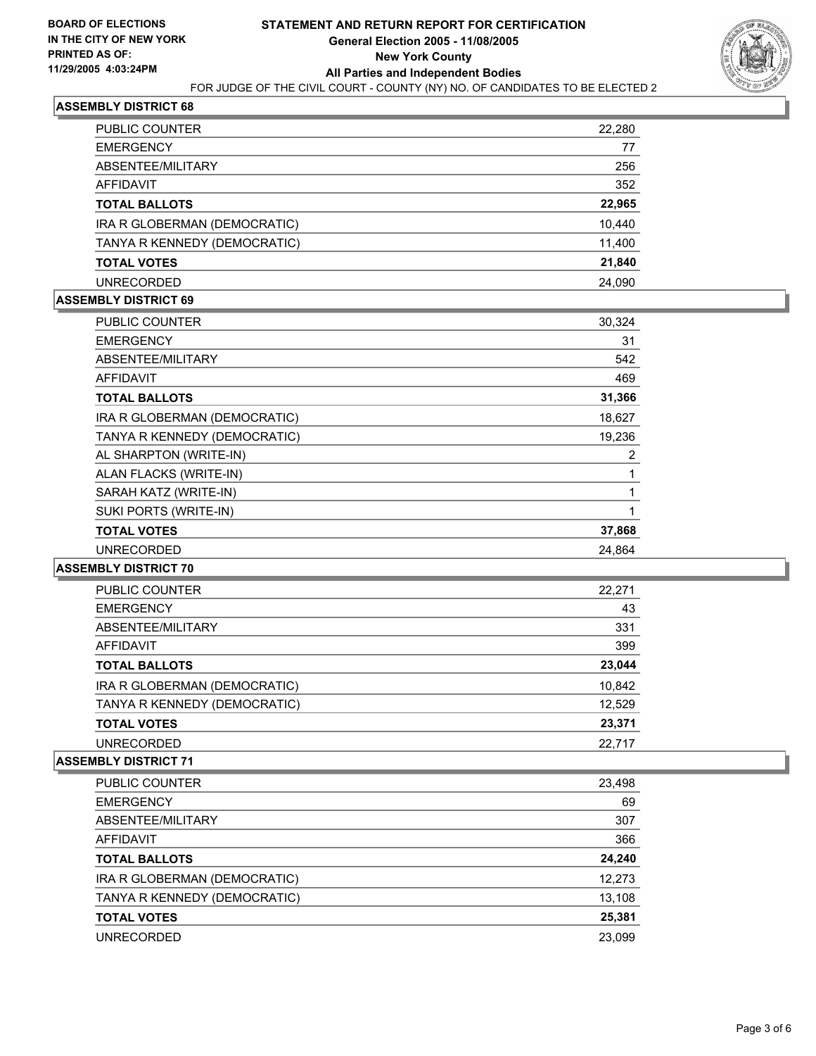**BOARD OF ELECTIONS IN THE CITY OF NEW YORK**
**PRINTED AS OF: 11/29/2005 4:03:24PM**

# STATEMENT AND RETURN REPORT FOR CERTIFICATION
## General Election 2005 - 11/08/2005
## New York County
## All Parties and Independent Bodies

FOR JUDGE OF THE CIVIL COURT - COUNTY (NY) NO. OF CANDIDATES TO BE ELECTED 2

### ASSEMBLY DISTRICT 68

| | |
|---|---|
| PUBLIC COUNTER | 22,280 |
| EMERGENCY | 77 |
| ABSENTEE/MILITARY | 256 |
| AFFIDAVIT | 352 |
| **TOTAL BALLOTS** | **22,965** |
| IRA R GLOBERMAN (DEMOCRATIC) | 10,440 |
| TANYA R KENNEDY (DEMOCRATIC) | 11,400 |
| **TOTAL VOTES** | **21,840** |
| UNRECORDED | 24,090 |

### ASSEMBLY DISTRICT 69

| | |
|---|---|
| PUBLIC COUNTER | 30,324 |
| EMERGENCY | 31 |
| ABSENTEE/MILITARY | 542 |
| AFFIDAVIT | 469 |
| **TOTAL BALLOTS** | **31,366** |
| IRA R GLOBERMAN (DEMOCRATIC) | 18,627 |
| TANYA R KENNEDY (DEMOCRATIC) | 19,236 |
| AL SHARPTON (WRITE-IN) | 2 |
| ALAN FLACKS (WRITE-IN) | 1 |
| SARAH KATZ (WRITE-IN) | 1 |
| SUKI PORTS (WRITE-IN) | 1 |
| **TOTAL VOTES** | **37,868** |
| UNRECORDED | 24,864 |

### ASSEMBLY DISTRICT 70

| | |
|---|---|
| PUBLIC COUNTER | 22,271 |
| EMERGENCY | 43 |
| ABSENTEE/MILITARY | 331 |
| AFFIDAVIT | 399 |
| **TOTAL BALLOTS** | **23,044** |
| IRA R GLOBERMAN (DEMOCRATIC) | 10,842 |
| TANYA R KENNEDY (DEMOCRATIC) | 12,529 |
| **TOTAL VOTES** | **23,371** |
| UNRECORDED | 22,717 |

### ASSEMBLY DISTRICT 71

| | |
|---|---|
| PUBLIC COUNTER | 23,498 |
| EMERGENCY | 69 |
| ABSENTEE/MILITARY | 307 |
| AFFIDAVIT | 366 |
| **TOTAL BALLOTS** | **24,240** |
| IRA R GLOBERMAN (DEMOCRATIC) | 12,273 |
| TANYA R KENNEDY (DEMOCRATIC) | 13,108 |
| **TOTAL VOTES** | **25,381** |
| UNRECORDED | 23,099 |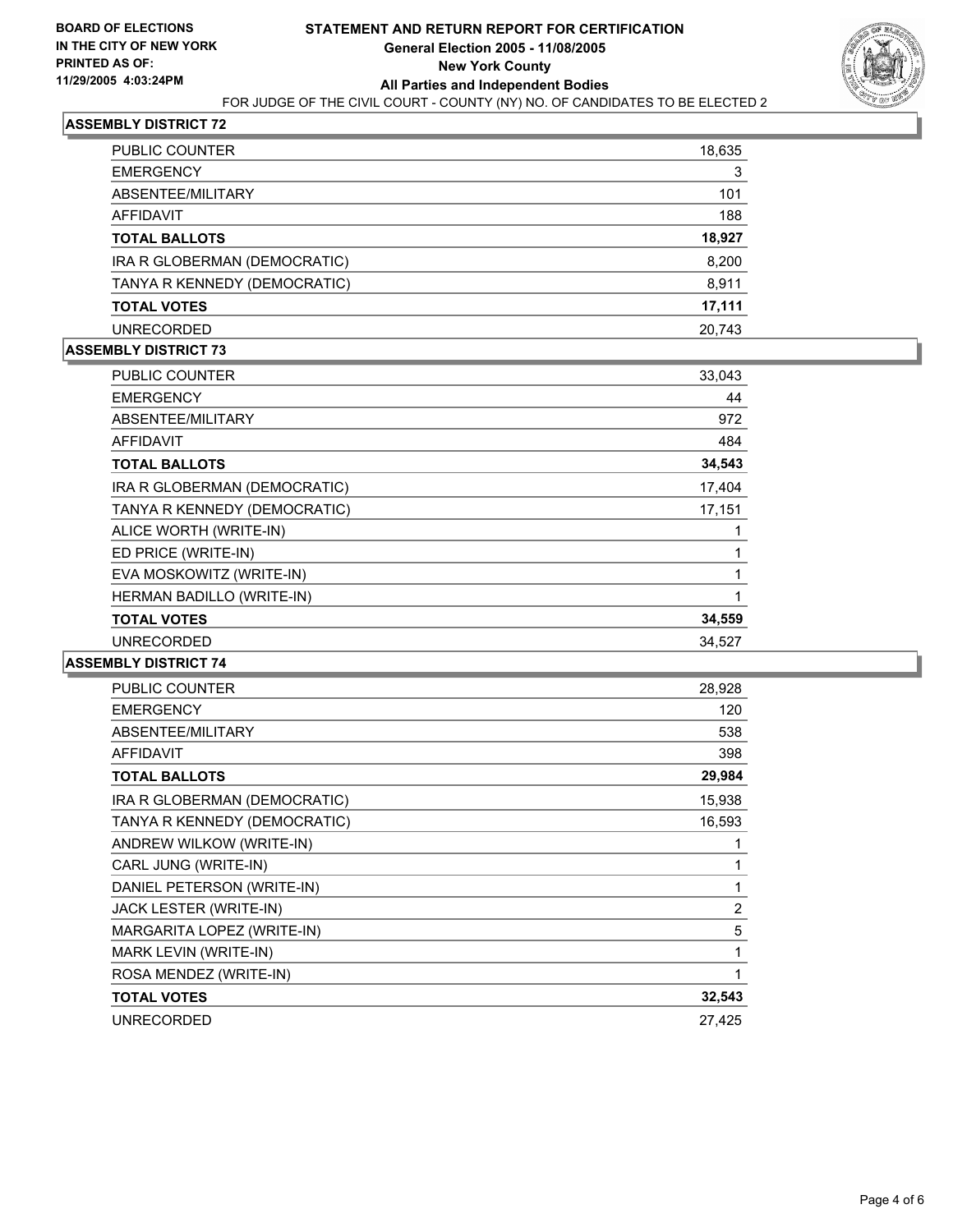**BOARD OF ELECTIONS IN THE CITY OF NEW YORK**
**PRINTED AS OF: 11/29/2005 4:03:24PM**

# STATEMENT AND RETURN REPORT FOR CERTIFICATION
## General Election 2005 - 11/08/2005
## New York County
## All Parties and Independent Bodies

FOR JUDGE OF THE CIVIL COURT - COUNTY (NY) NO. OF CANDIDATES TO BE ELECTED 2

### ASSEMBLY DISTRICT 72

| | |
|---|---|
| PUBLIC COUNTER | 18,635 |
| EMERGENCY | 3 |
| ABSENTEE/MILITARY | 101 |
| AFFIDAVIT | 188 |
| **TOTAL BALLOTS** | **18,927** |
| IRA R GLOBERMAN (DEMOCRATIC) | 8,200 |
| TANYA R KENNEDY (DEMOCRATIC) | 8,911 |
| **TOTAL VOTES** | **17,111** |
| UNRECORDED | 20,743 |

### ASSEMBLY DISTRICT 73

| | |
|---|---|
| PUBLIC COUNTER | 33,043 |
| EMERGENCY | 44 |
| ABSENTEE/MILITARY | 972 |
| AFFIDAVIT | 484 |
| **TOTAL BALLOTS** | **34,543** |
| IRA R GLOBERMAN (DEMOCRATIC) | 17,404 |
| TANYA R KENNEDY (DEMOCRATIC) | 17,151 |
| ALICE WORTH (WRITE-IN) | 1 |
| ED PRICE (WRITE-IN) | 1 |
| EVA MOSKOWITZ (WRITE-IN) | 1 |
| HERMAN BADILLO (WRITE-IN) | 1 |
| **TOTAL VOTES** | **34,559** |
| UNRECORDED | 34,527 |

### ASSEMBLY DISTRICT 74

| | |
|---|---|
| PUBLIC COUNTER | 28,928 |
| EMERGENCY | 120 |
| ABSENTEE/MILITARY | 538 |
| AFFIDAVIT | 398 |
| **TOTAL BALLOTS** | **29,984** |
| IRA R GLOBERMAN (DEMOCRATIC) | 15,938 |
| TANYA R KENNEDY (DEMOCRATIC) | 16,593 |
| ANDREW WILKOW (WRITE-IN) | 1 |
| CARL JUNG (WRITE-IN) | 1 |
| DANIEL PETERSON (WRITE-IN) | 1 |
| JACK LESTER (WRITE-IN) | 2 |
| MARGARITA LOPEZ (WRITE-IN) | 5 |
| MARK LEVIN (WRITE-IN) | 1 |
| ROSA MENDEZ (WRITE-IN) | 1 |
| **TOTAL VOTES** | **32,543** |
| UNRECORDED | 27,425 |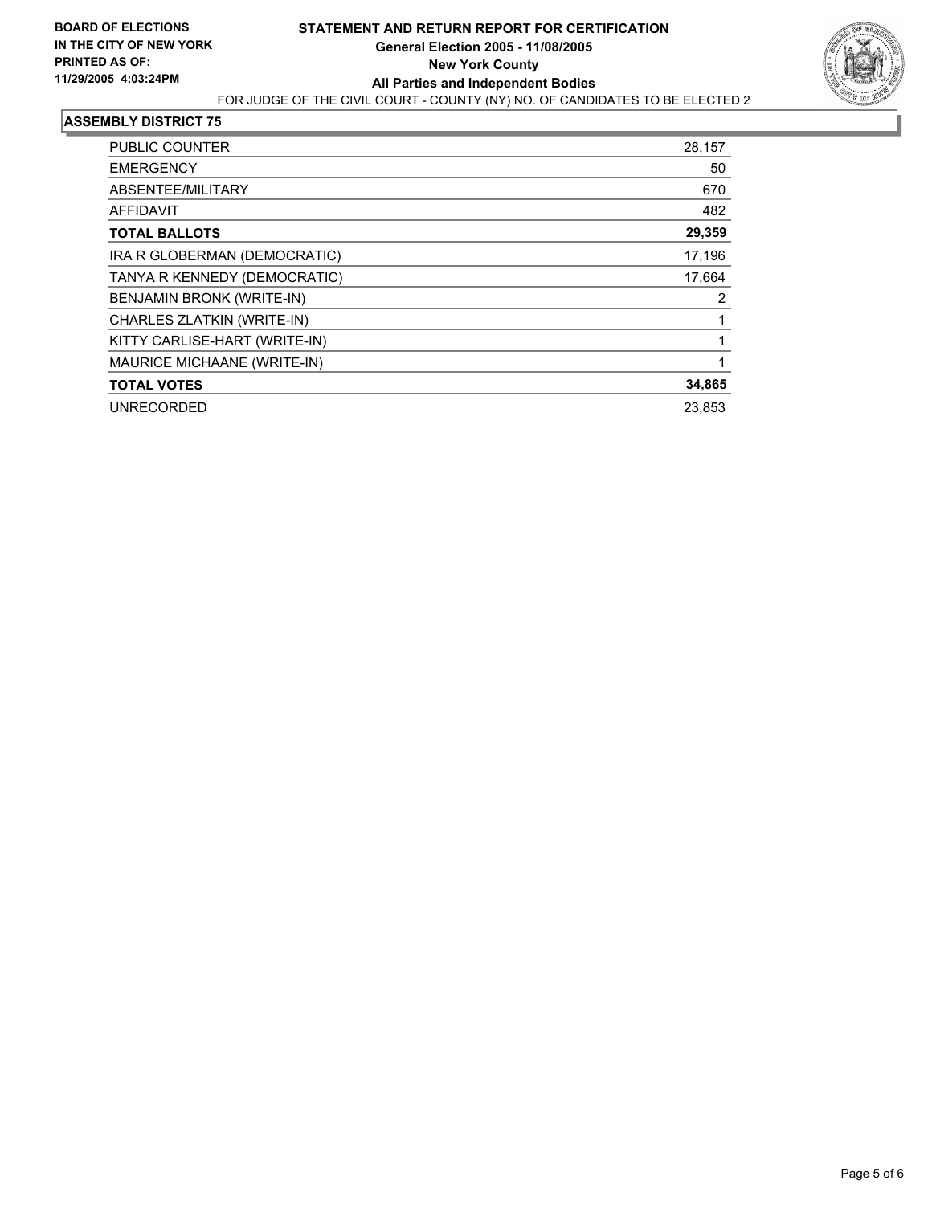**BOARD OF ELECTIONS IN THE CITY OF NEW YORK PRINTED AS OF: 11/29/2005 4:03:24PM**

# STATEMENT AND RETURN REPORT FOR CERTIFICATION

**General Election 2005 - 11/08/2005**

**New York County**

**All Parties and Independent Bodies**

FOR JUDGE OF THE CIVIL COURT - COUNTY (NY) NO. OF CANDIDATES TO BE ELECTED 2

## ASSEMBLY DISTRICT 75

| | |
|---|---|
| PUBLIC COUNTER | 28,157 |
| EMERGENCY | 50 |
| ABSENTEE/MILITARY | 670 |
| AFFIDAVIT | 482 |
| **TOTAL BALLOTS** | **29,359** |
| IRA R GLOBERMAN (DEMOCRATIC) | 17,196 |
| TANYA R KENNEDY (DEMOCRATIC) | 17,664 |
| BENJAMIN BRONK (WRITE-IN) | 2 |
| CHARLES ZLATKIN (WRITE-IN) | 1 |
| KITTY CARLISE-HART (WRITE-IN) | 1 |
| MAURICE MICHAANE (WRITE-IN) | 1 |
| **TOTAL VOTES** | **34,865** |
| UNRECORDED | 23,853 |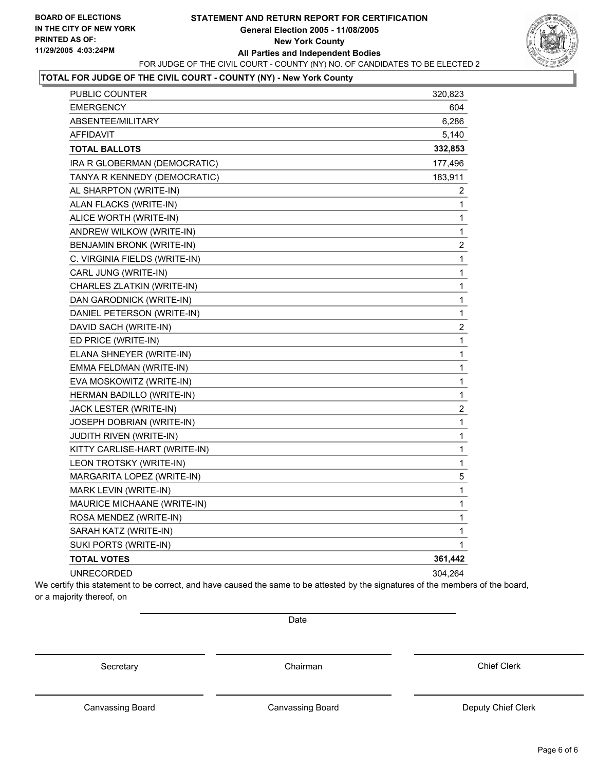**BOARD OF ELECTIONS IN THE CITY OF NEW YORK**
**PRINTED AS OF: 11/29/2005 4:03:24PM**

# STATEMENT AND RETURN REPORT FOR CERTIFICATION

**General Election 2005 - 11/08/2005**
**New York County**
**All Parties and Independent Bodies**

FOR JUDGE OF THE CIVIL COURT - COUNTY (NY) NO. OF CANDIDATES TO BE ELECTED 2

## TOTAL FOR JUDGE OF THE CIVIL COURT - COUNTY (NY) - New York County

| | |
|---|---|
| PUBLIC COUNTER | 320,823 |
| EMERGENCY | 604 |
| ABSENTEE/MILITARY | 6,286 |
| AFFIDAVIT | 5,140 |
| **TOTAL BALLOTS** | **332,853** |
| IRA R GLOBERMAN (DEMOCRATIC) | 177,496 |
| TANYA R KENNEDY (DEMOCRATIC) | 183,911 |
| AL SHARPTON (WRITE-IN) | 2 |
| ALAN FLACKS (WRITE-IN) | 1 |
| ALICE WORTH (WRITE-IN) | 1 |
| ANDREW WILKOW (WRITE-IN) | 1 |
| BENJAMIN BRONK (WRITE-IN) | 2 |
| C. VIRGINIA FIELDS (WRITE-IN) | 1 |
| CARL JUNG (WRITE-IN) | 1 |
| CHARLES ZLATKIN (WRITE-IN) | 1 |
| DAN GARODNICK (WRITE-IN) | 1 |
| DANIEL PETERSON (WRITE-IN) | 1 |
| DAVID SACH (WRITE-IN) | 2 |
| ED PRICE (WRITE-IN) | 1 |
| ELANA SHNEYER (WRITE-IN) | 1 |
| EMMA FELDMAN (WRITE-IN) | 1 |
| EVA MOSKOWITZ (WRITE-IN) | 1 |
| HERMAN BADILLO (WRITE-IN) | 1 |
| JACK LESTER (WRITE-IN) | 2 |
| JOSEPH DOBRIAN (WRITE-IN) | 1 |
| JUDITH RIVEN (WRITE-IN) | 1 |
| KITTY CARLISE-HART (WRITE-IN) | 1 |
| LEON TROTSKY (WRITE-IN) | 1 |
| MARGARITA LOPEZ (WRITE-IN) | 5 |
| MARK LEVIN (WRITE-IN) | 1 |
| MAURICE MICHAANE (WRITE-IN) | 1 |
| ROSA MENDEZ (WRITE-IN) | 1 |
| SARAH KATZ (WRITE-IN) | 1 |
| SUKI PORTS (WRITE-IN) | 1 |
| **TOTAL VOTES** | **361,442** |
| UNRECORDED | 304,264 |

We certify this statement to be correct, and have caused the same to be attested by the signatures of the members of the board, or a majority thereof, on

Date

Secretary

Chairman

Chief Clerk

Canvassing Board

Canvassing Board

Deputy Chief Clerk